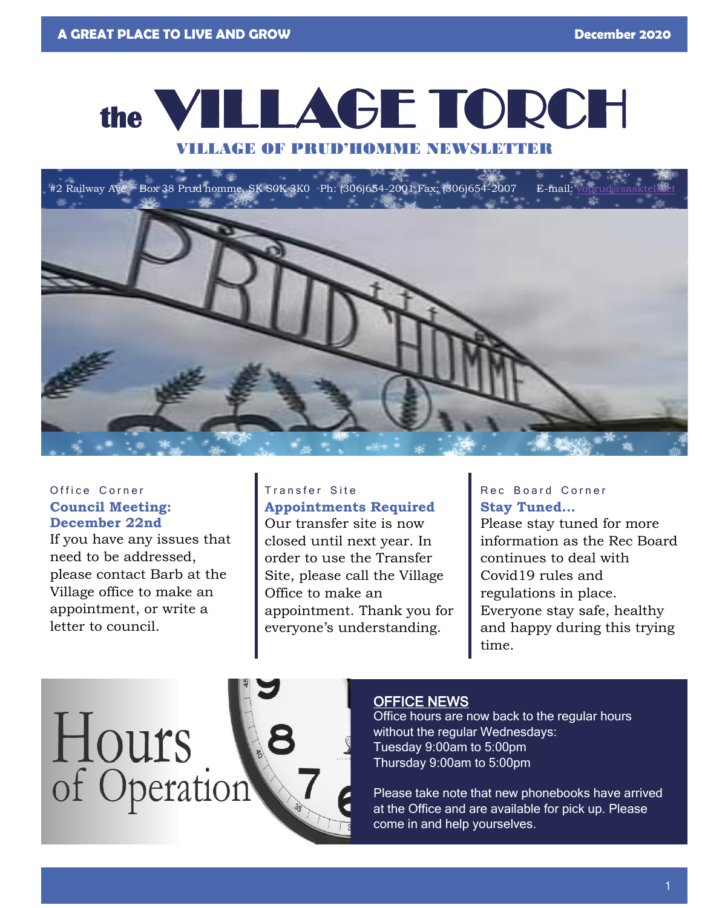A GREAT PLACE TO LIVE AND GROW

December 2020

# the VILLAGE TORCH

## VILLAGE OF PRUD'HOMME NEWSLETTER

#2 Railway Ave. Box 38 Prud'homme, SK S0K 3K0 Ph: (306)654-2001 Fax: (306)654-2007 E-mail: voprud@sasktel.net

Office Corner

### Council Meeting: December 22nd

If you have any issues that need to be addressed, please contact Barb at the Village office to make an appointment, or write a letter to council.

Transfer Site

### Appointments Required

Our transfer site is now closed until next year. In order to use the Transfer Site, please call the Village Office to make an appointment. Thank you for everyone's understanding.

Rec Board Corner

### Stay Tuned...

Please stay tuned for more information as the Rec Board continues to deal with Covid19 rules and regulations in place. Everyone stay safe, healthy and happy during this trying time.

Hours of Operation

### OFFICE NEWS

Office hours are now back to the regular hours without the regular Wednesdays:
Tuesday 9:00am to 5:00pm
Thursday 9:00am to 5:00pm

Please take note that new phonebooks have arrived at the Office and are available for pick up. Please come in and help yourselves.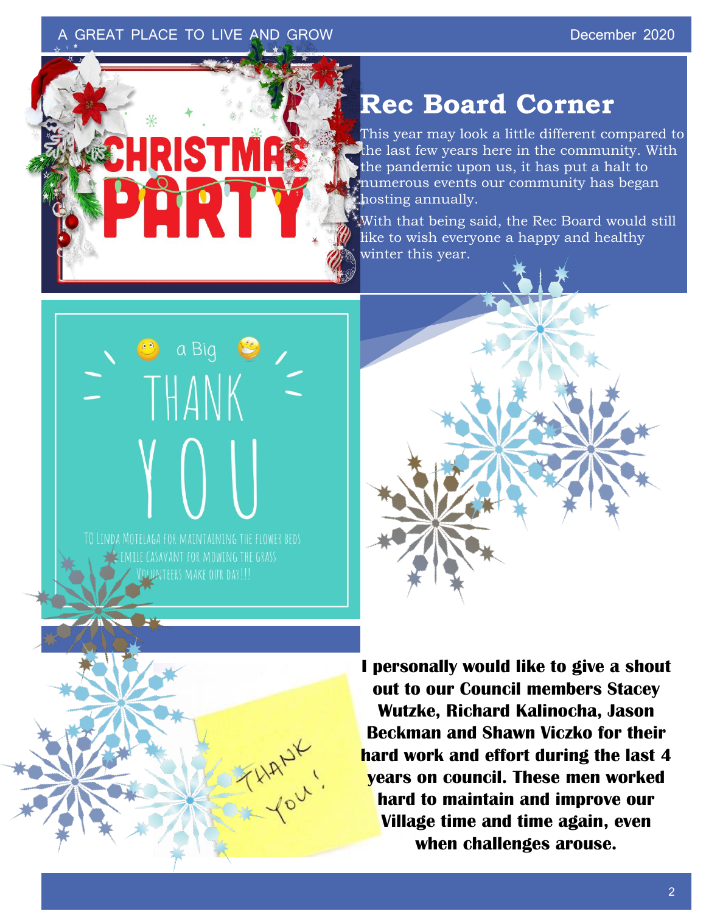# Rec Board Corner

This year may look a little different compared to the last few years here in the community. With the pandemic upon us, it has put a halt to numerous events our community has began hosting annually.

With that being said, the Rec Board would still like to wish everyone a happy and healthy winter this year.

CHRISTMAS PARTY

a Big THANK YOU

TO LINDA MOTELAGA FOR MAINTAINING THE FLOWER BEDS

EMILE CASAVANT FOR MOWING THE GRASS

VOLUNTEERS MAKE OUR DAY!!!

**I personally would like to give a shout out to our Council members Stacey Wutzke, Richard Kalinocha, Jason Beckman and Shawn Viczko for their hard work and effort during the last 4 years on council. These men worked hard to maintain and improve our Village time and time again, even when challenges arouse.**

THANK YOU!